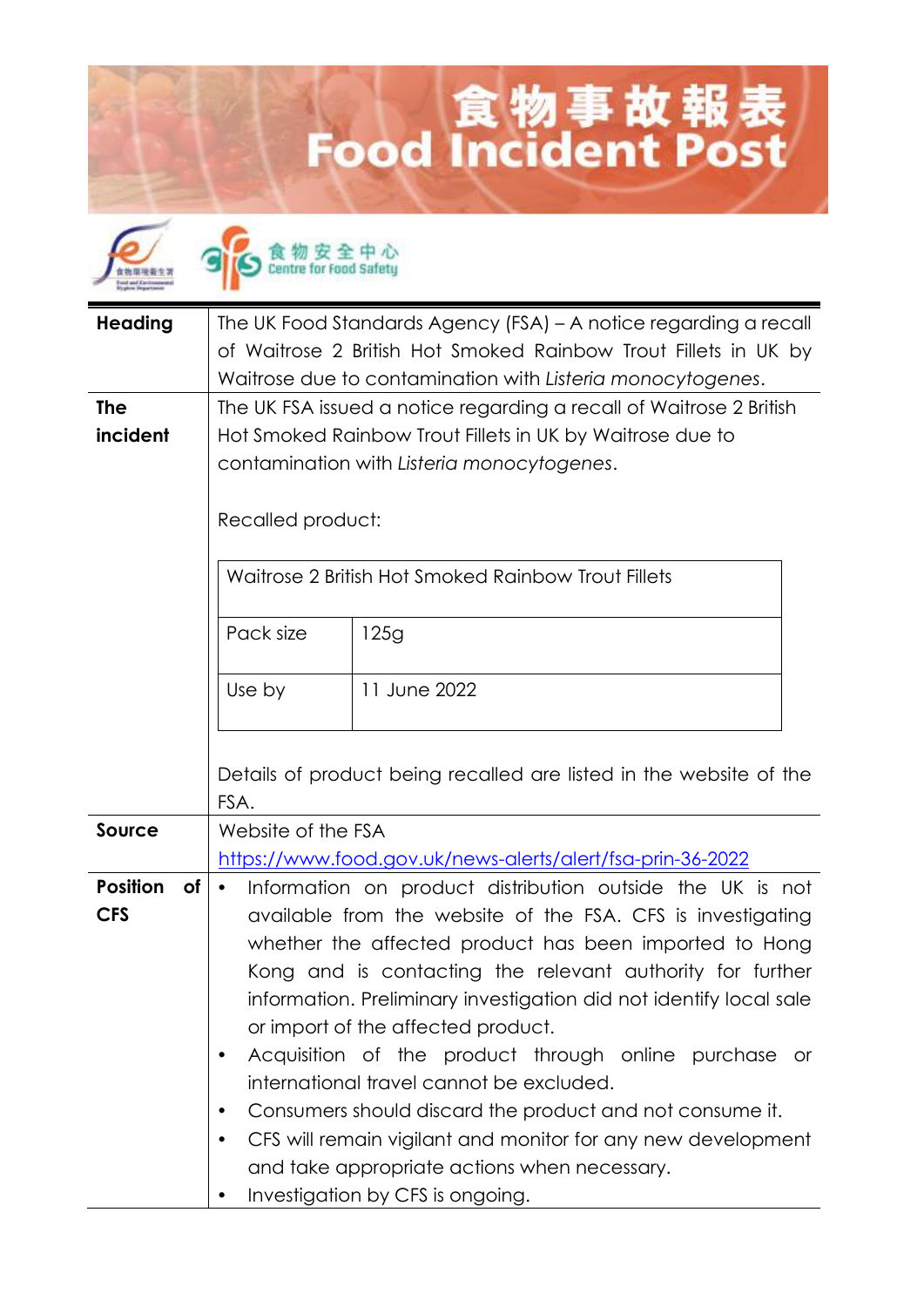# 食物事故報表
# Food Incident Post

食物安全中心
Centre for Food Safety

| | |
|---|---|
| **Heading** | The UK Food Standards Agency (FSA) – A notice regarding a recall of Waitrose 2 British Hot Smoked Rainbow Trout Fillets in UK by Waitrose due to contamination with *Listeria monocytogenes*. |
| **The incident** | The UK FSA issued a notice regarding a recall of Waitrose 2 British Hot Smoked Rainbow Trout Fillets in UK by Waitrose due to contamination with *Listeria monocytogenes*.<br><br>Recalled product:<br><br>**Waitrose 2 British Hot Smoked Rainbow Trout Fillets**<br>Pack size: 125g<br>Use by: 11 June 2022<br><br>Details of product being recalled are listed in the website of the FSA. |
| **Source** | Website of the FSA<br>https://www.food.gov.uk/news-alerts/alert/fsa-prin-36-2022 |
| **Position of CFS** | • Information on product distribution outside the UK is not available from the website of the FSA. CFS is investigating whether the affected product has been imported to Hong Kong and is contacting the relevant authority for further information. Preliminary investigation did not identify local sale or import of the affected product.<br>• Acquisition of the product through online purchase or international travel cannot be excluded.<br>• Consumers should discard the product and not consume it.<br>• CFS will remain vigilant and monitor for any new development and take appropriate actions when necessary.<br>• Investigation by CFS is ongoing. |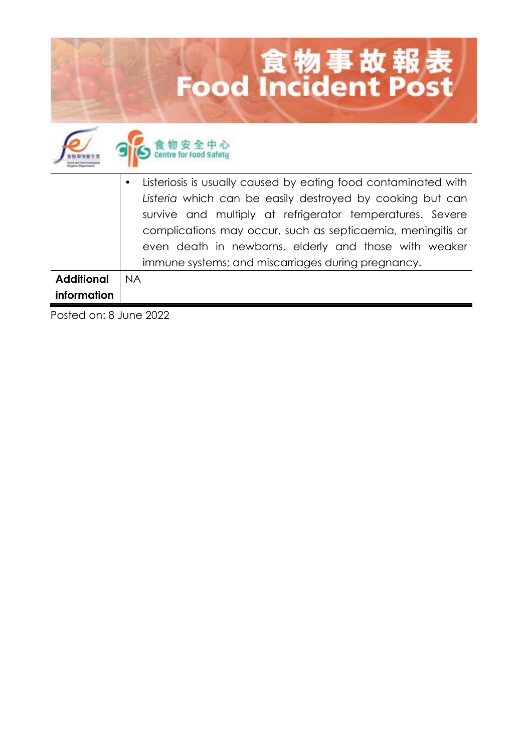# 食物事故報表
# Food Incident Post

食物安全中心
Centre for Food Safety

| | |
|---|---|
| | • Listeriosis is usually caused by eating food contaminated with *Listeria* which can be easily destroyed by cooking but can survive and multiply at refrigerator temperatures. Severe complications may occur, such as septicaemia, meningitis or even death in newborns, elderly and those with weaker immune systems; and miscarriages during pregnancy. |
| **Additional information** | NA |

Posted on: 8 June 2022